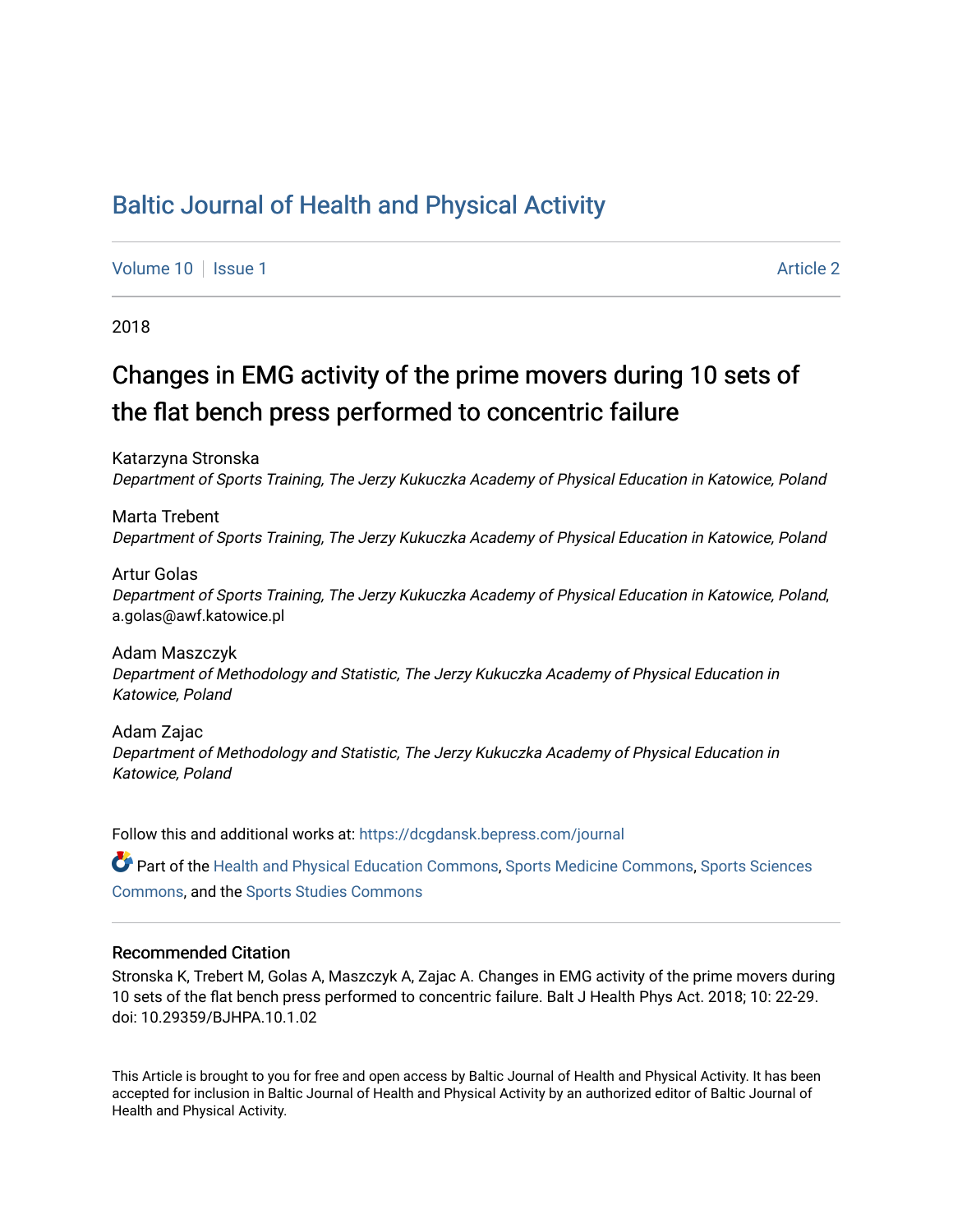# Baltic Journal of Health and Physical Activity

Volume 10 | Issue 1 Article 2

2018

## Changes in EMG activity of the prime movers during 10 sets of the flat bench press performed to concentric failure

Katarzyna Stronska
*Department of Sports Training, The Jerzy Kukuczka Academy of Physical Education in Katowice, Poland*

Marta Trebent
*Department of Sports Training, The Jerzy Kukuczka Academy of Physical Education in Katowice, Poland*

Artur Golas
*Department of Sports Training, The Jerzy Kukuczka Academy of Physical Education in Katowice, Poland*, a.golas@awf.katowice.pl

Adam Maszczyk
*Department of Methodology and Statistic, The Jerzy Kukuczka Academy of Physical Education in Katowice, Poland*

Adam Zajac
*Department of Methodology and Statistic, The Jerzy Kukuczka Academy of Physical Education in Katowice, Poland*

Follow this and additional works at: https://dcgdansk.bepress.com/journal

Part of the Health and Physical Education Commons, Sports Medicine Commons, Sports Sciences Commons, and the Sports Studies Commons

### Recommended Citation

Stronska K, Trebert M, Golas A, Maszczyk A, Zajac A. Changes in EMG activity of the prime movers during 10 sets of the flat bench press performed to concentric failure. Balt J Health Phys Act. 2018; 10: 22-29. doi: 10.29359/BJHPA.10.1.02

This Article is brought to you for free and open access by Baltic Journal of Health and Physical Activity. It has been accepted for inclusion in Baltic Journal of Health and Physical Activity by an authorized editor of Baltic Journal of Health and Physical Activity.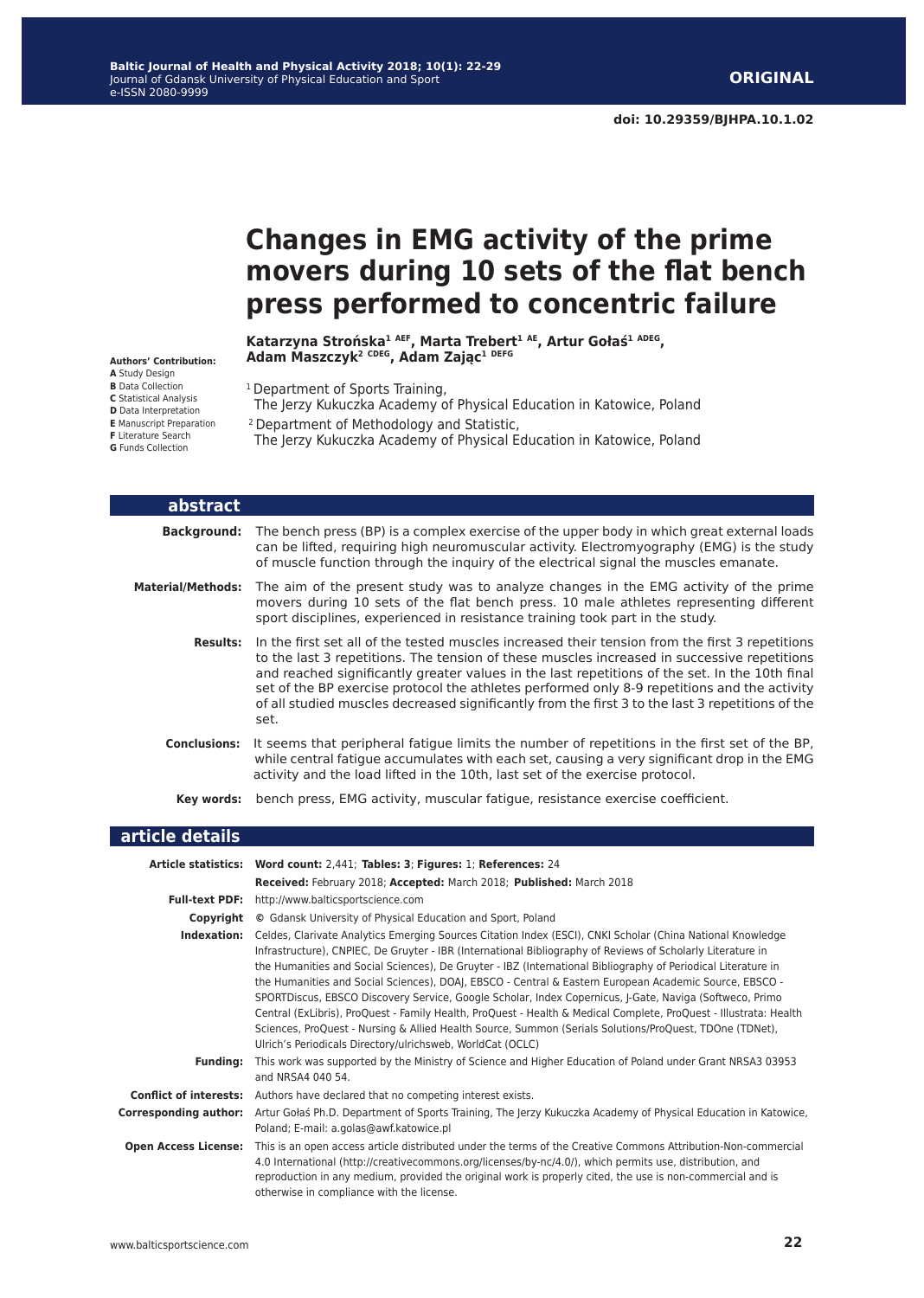# Changes in EMG activity of the prime movers during 10 sets of the flat bench press performed to concentric failure

**Katarzyna Strońska[1 AEF], Marta Trebert[1 AE], Artur Gołaś[1 ADEG], Adam Maszczyk[2 CDEG], Adam Zając[1 DEFG]**

**Authors' Contribution:**
**A** Study Design
**B** Data Collection
**C** Statistical Analysis
**D** Data Interpretation
**E** Manuscript Preparation
**F** Literature Search
**G** Funds Collection

[1] Department of Sports Training, The Jerzy Kukuczka Academy of Physical Education in Katowice, Poland

[2] Department of Methodology and Statistic, The Jerzy Kukuczka Academy of Physical Education in Katowice, Poland

## abstract

**Background:** The bench press (BP) is a complex exercise of the upper body in which great external loads can be lifted, requiring high neuromuscular activity. Electromyography (EMG) is the study of muscle function through the inquiry of the electrical signal the muscles emanate.

**Material/Methods:** The aim of the present study was to analyze changes in the EMG activity of the prime movers during 10 sets of the flat bench press. 10 male athletes representing different sport disciplines, experienced in resistance training took part in the study.

**Results:** In the first set all of the tested muscles increased their tension from the first 3 repetitions to the last 3 repetitions. The tension of these muscles increased in successive repetitions and reached significantly greater values in the last repetitions of the set. In the 10th final set of the BP exercise protocol the athletes performed only 8-9 repetitions and the activity of all studied muscles decreased significantly from the first 3 to the last 3 repetitions of the set.

**Conclusions:** It seems that peripheral fatigue limits the number of repetitions in the first set of the BP, while central fatigue accumulates with each set, causing a very significant drop in the EMG activity and the load lifted in the 10th, last set of the exercise protocol.

**Key words:** bench press, EMG activity, muscular fatigue, resistance exercise coefficient.

## article details

**Article statistics:** **Word count:** 2,441; **Tables: 3**; **Figures:** 1; **References:** 24

**Received:** February 2018; **Accepted:** March 2018; **Published:** March 2018

**Full-text PDF:** http://www.balticsportscience.com

**Copyright** © Gdansk University of Physical Education and Sport, Poland

**Indexation:** Celdes, Clarivate Analytics Emerging Sources Citation Index (ESCI), CNKI Scholar (China National Knowledge Infrastructure), CNPIEC, De Gruyter - IBR (International Bibliography of Reviews of Scholarly Literature in the Humanities and Social Sciences), De Gruyter - IBZ (International Bibliography of Periodical Literature in the Humanities and Social Sciences), DOAJ, EBSCO - Central & Eastern European Academic Source, EBSCO - SPORTDiscus, EBSCO Discovery Service, Google Scholar, Index Copernicus, J-Gate, Naviga (Softweco, Primo Central (ExLibris), ProQuest - Family Health, ProQuest - Health & Medical Complete, ProQuest - Illustrata: Health Sciences, ProQuest - Nursing & Allied Health Source, Summon (Serials Solutions/ProQuest, TDOne (TDNet), Ulrich's Periodicals Directory/ulrichsweb, WorldCat (OCLC)

**Funding:** This work was supported by the Ministry of Science and Higher Education of Poland under Grant NRSA3 03953 and NRSA4 040 54.

**Conflict of interests:** Authors have declared that no competing interest exists.

**Corresponding author:** Artur Gołaś Ph.D. Department of Sports Training, The Jerzy Kukuczka Academy of Physical Education in Katowice, Poland; E-mail: a.golas@awf.katowice.pl

**Open Access License:** This is an open access article distributed under the terms of the Creative Commons Attribution-Non-commercial 4.0 International (http://creativecommons.org/licenses/by-nc/4.0/), which permits use, distribution, and reproduction in any medium, provided the original work is properly cited, the use is non-commercial and is otherwise in compliance with the license.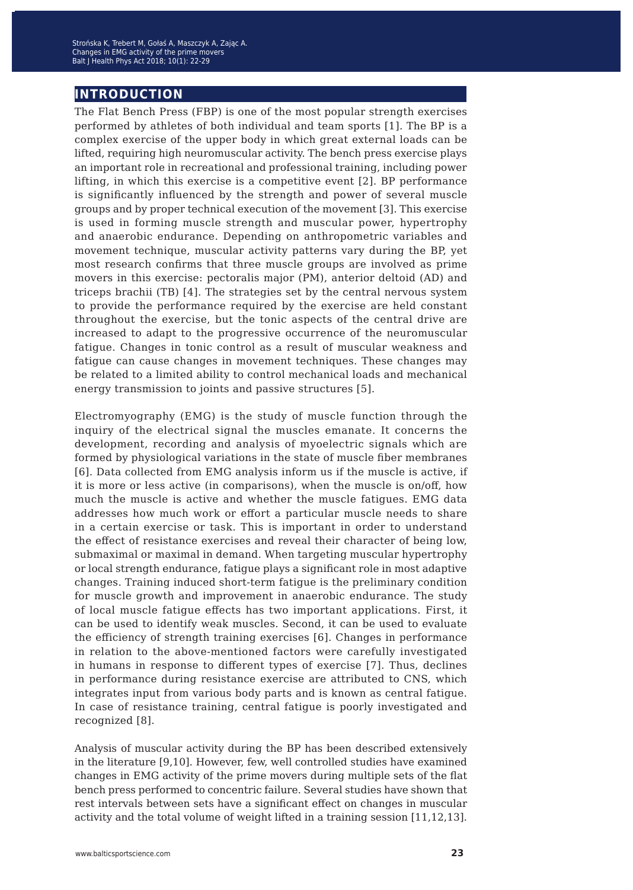## INTRODUCTION

The Flat Bench Press (FBP) is one of the most popular strength exercises performed by athletes of both individual and team sports [1]. The BP is a complex exercise of the upper body in which great external loads can be lifted, requiring high neuromuscular activity. The bench press exercise plays an important role in recreational and professional training, including power lifting, in which this exercise is a competitive event [2]. BP performance is significantly influenced by the strength and power of several muscle groups and by proper technical execution of the movement [3]. This exercise is used in forming muscle strength and muscular power, hypertrophy and anaerobic endurance. Depending on anthropometric variables and movement technique, muscular activity patterns vary during the BP, yet most research confirms that three muscle groups are involved as prime movers in this exercise: pectoralis major (PM), anterior deltoid (AD) and triceps brachii (TB) [4]. The strategies set by the central nervous system to provide the performance required by the exercise are held constant throughout the exercise, but the tonic aspects of the central drive are increased to adapt to the progressive occurrence of the neuromuscular fatigue. Changes in tonic control as a result of muscular weakness and fatigue can cause changes in movement techniques. These changes may be related to a limited ability to control mechanical loads and mechanical energy transmission to joints and passive structures [5].

Electromyography (EMG) is the study of muscle function through the inquiry of the electrical signal the muscles emanate. It concerns the development, recording and analysis of myoelectric signals which are formed by physiological variations in the state of muscle fiber membranes [6]. Data collected from EMG analysis inform us if the muscle is active, if it is more or less active (in comparisons), when the muscle is on/off, how much the muscle is active and whether the muscle fatigues. EMG data addresses how much work or effort a particular muscle needs to share in a certain exercise or task. This is important in order to understand the effect of resistance exercises and reveal their character of being low, submaximal or maximal in demand. When targeting muscular hypertrophy or local strength endurance, fatigue plays a significant role in most adaptive changes. Training induced short-term fatigue is the preliminary condition for muscle growth and improvement in anaerobic endurance. The study of local muscle fatigue effects has two important applications. First, it can be used to identify weak muscles. Second, it can be used to evaluate the efficiency of strength training exercises [6]. Changes in performance in relation to the above-mentioned factors were carefully investigated in humans in response to different types of exercise [7]. Thus, declines in performance during resistance exercise are attributed to CNS, which integrates input from various body parts and is known as central fatigue. In case of resistance training, central fatigue is poorly investigated and recognized [8].

Analysis of muscular activity during the BP has been described extensively in the literature [9,10]. However, few, well controlled studies have examined changes in EMG activity of the prime movers during multiple sets of the flat bench press performed to concentric failure. Several studies have shown that rest intervals between sets have a significant effect on changes in muscular activity and the total volume of weight lifted in a training session [11,12,13].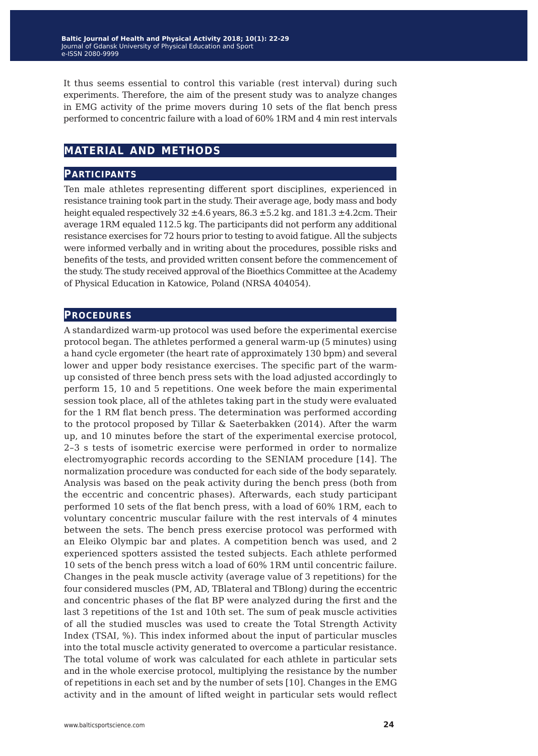It thus seems essential to control this variable (rest interval) during such experiments. Therefore, the aim of the present study was to analyze changes in EMG activity of the prime movers during 10 sets of the flat bench press performed to concentric failure with a load of 60% 1RM and 4 min rest intervals

## MATERIAL AND METHODS

### PARTICIPANTS

Ten male athletes representing different sport disciplines, experienced in resistance training took part in the study. Their average age, body mass and body height equaled respectively 32 ±4.6 years, 86.3 ±5.2 kg. and 181.3 ±4.2cm. Their average 1RM equaled 112.5 kg. The participants did not perform any additional resistance exercises for 72 hours prior to testing to avoid fatigue. All the subjects were informed verbally and in writing about the procedures, possible risks and benefits of the tests, and provided written consent before the commencement of the study. The study received approval of the Bioethics Committee at the Academy of Physical Education in Katowice, Poland (NRSA 404054).

### PROCEDURES

A standardized warm-up protocol was used before the experimental exercise protocol began. The athletes performed a general warm-up (5 minutes) using a hand cycle ergometer (the heart rate of approximately 130 bpm) and several lower and upper body resistance exercises. The specific part of the warm-up consisted of three bench press sets with the load adjusted accordingly to perform 15, 10 and 5 repetitions. One week before the main experimental session took place, all of the athletes taking part in the study were evaluated for the 1 RM flat bench press. The determination was performed according to the protocol proposed by Tillar & Saeterbakken (2014). After the warm up, and 10 minutes before the start of the experimental exercise protocol, 2–3 s tests of isometric exercise were performed in order to normalize electromyographic records according to the SENIAM procedure [14]. The normalization procedure was conducted for each side of the body separately. Analysis was based on the peak activity during the bench press (both from the eccentric and concentric phases). Afterwards, each study participant performed 10 sets of the flat bench press, with a load of 60% 1RM, each to voluntary concentric muscular failure with the rest intervals of 4 minutes between the sets. The bench press exercise protocol was performed with an Eleiko Olympic bar and plates. A competition bench was used, and 2 experienced spotters assisted the tested subjects. Each athlete performed 10 sets of the bench press witch a load of 60% 1RM until concentric failure. Changes in the peak muscle activity (average value of 3 repetitions) for the four considered muscles (PM, AD, TBlateral and TBlong) during the eccentric and concentric phases of the flat BP were analyzed during the first and the last 3 repetitions of the 1st and 10th set. The sum of peak muscle activities of all the studied muscles was used to create the Total Strength Activity Index (TSAI, %). This index informed about the input of particular muscles into the total muscle activity generated to overcome a particular resistance. The total volume of work was calculated for each athlete in particular sets and in the whole exercise protocol, multiplying the resistance by the number of repetitions in each set and by the number of sets [10]. Changes in the EMG activity and in the amount of lifted weight in particular sets would reflect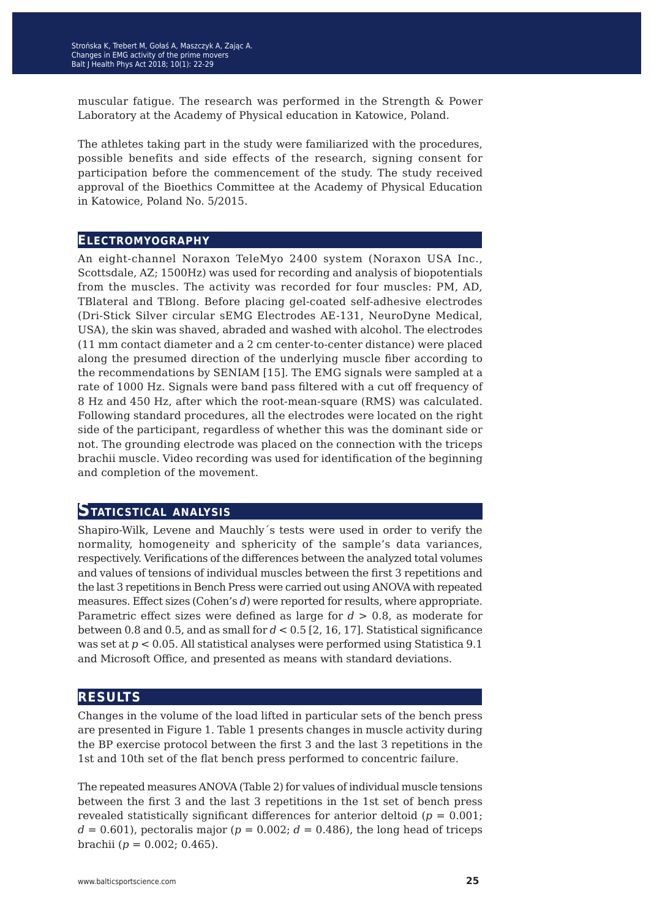muscular fatigue. The research was performed in the Strength & Power Laboratory at the Academy of Physical education in Katowice, Poland.

The athletes taking part in the study were familiarized with the procedures, possible benefits and side effects of the research, signing consent for participation before the commencement of the study. The study received approval of the Bioethics Committee at the Academy of Physical Education in Katowice, Poland No. 5/2015.

## Electromyography

An eight-channel Noraxon TeleMyo 2400 system (Noraxon USA Inc., Scottsdale, AZ; 1500Hz) was used for recording and analysis of biopotentials from the muscles. The activity was recorded for four muscles: PM, AD, TBlateral and TBlong. Before placing gel-coated self-adhesive electrodes (Dri-Stick Silver circular sEMG Electrodes AE-131, NeuroDyne Medical, USA), the skin was shaved, abraded and washed with alcohol. The electrodes (11 mm contact diameter and a 2 cm center-to-center distance) were placed along the presumed direction of the underlying muscle fiber according to the recommendations by SENIAM [15]. The EMG signals were sampled at a rate of 1000 Hz. Signals were band pass filtered with a cut off frequency of 8 Hz and 450 Hz, after which the root-mean-square (RMS) was calculated. Following standard procedures, all the electrodes were located on the right side of the participant, regardless of whether this was the dominant side or not. The grounding electrode was placed on the connection with the triceps brachii muscle. Video recording was used for identification of the beginning and completion of the movement.

## Staticstical analysis

Shapiro-Wilk, Levene and Mauchly´s tests were used in order to verify the normality, homogeneity and sphericity of the sample's data variances, respectively. Verifications of the differences between the analyzed total volumes and values of tensions of individual muscles between the first 3 repetitions and the last 3 repetitions in Bench Press were carried out using ANOVA with repeated measures. Effect sizes (Cohen's *d*) were reported for results, where appropriate. Parametric effect sizes were defined as large for $d > 0.8$, as moderate for between 0.8 and 0.5, and as small for $d < 0.5$ [2, 16, 17]. Statistical significance was set at $p < 0.05$. All statistical analyses were performed using Statistica 9.1 and Microsoft Office, and presented as means with standard deviations.

## Results

Changes in the volume of the load lifted in particular sets of the bench press are presented in Figure 1. Table 1 presents changes in muscle activity during the BP exercise protocol between the first 3 and the last 3 repetitions in the 1st and 10th set of the flat bench press performed to concentric failure.

The repeated measures ANOVA (Table 2) for values of individual muscle tensions between the first 3 and the last 3 repetitions in the 1st set of bench press revealed statistically significant differences for anterior deltoid ($p = 0.001$; $d = 0.601$), pectoralis major ($p = 0.002$; $d = 0.486$), the long head of triceps brachii ($p = 0.002$; 0.465).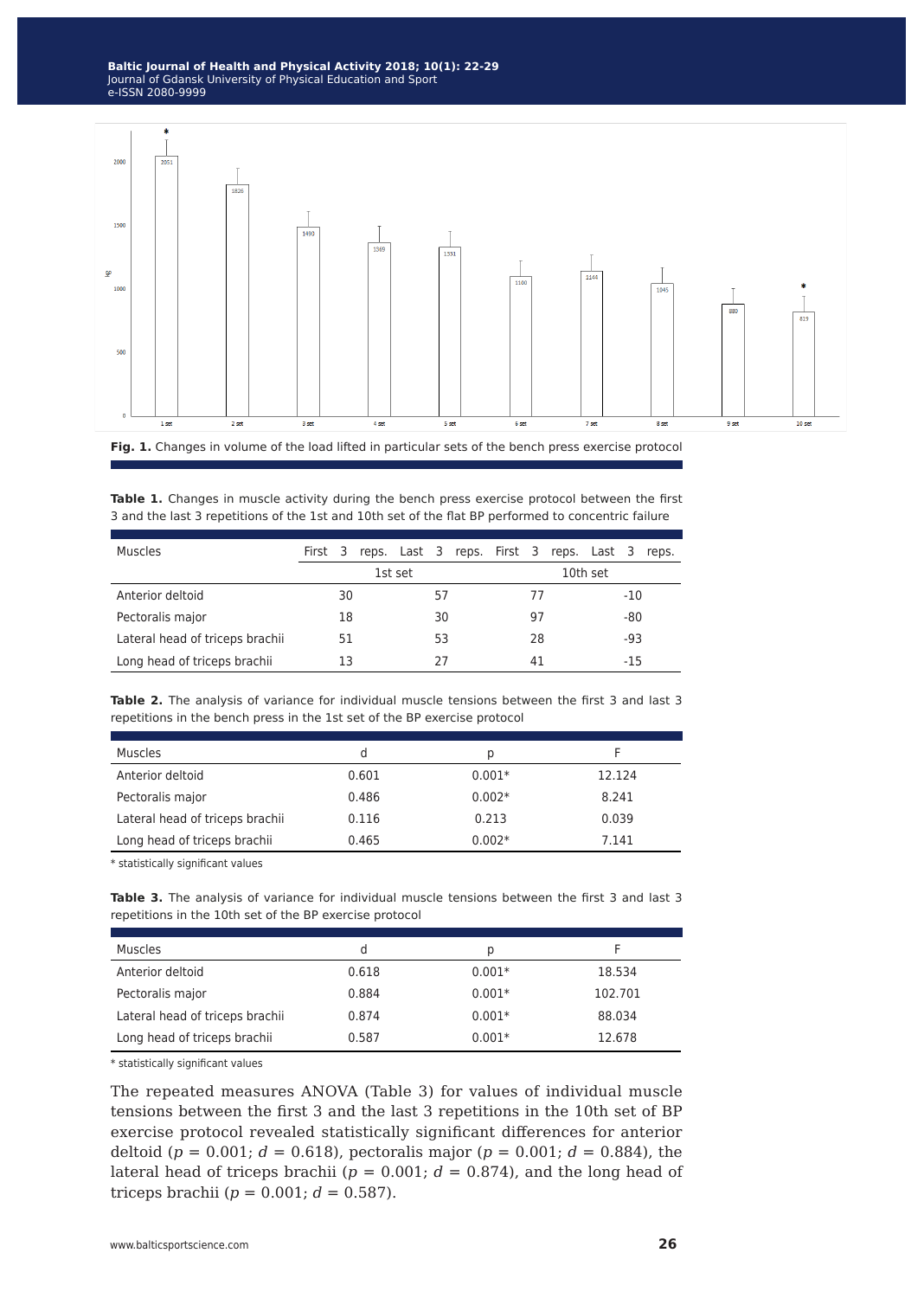**Fig. 1.** Changes in volume of the load lifted in particular sets of the bench press exercise protocol

**Table 1.** Changes in muscle activity during the bench press exercise protocol between the first 3 and the last 3 repetitions of the 1st and 10th set of the flat BP performed to concentric failure

| Muscles | First 3 reps. | Last 3 reps. | First 3 reps. | Last 3 reps. |
|---|---|---|---|---|
| | 1st set | | 10th set | |
| Anterior deltoid | 30 | 57 | 77 | -10 |
| Pectoralis major | 18 | 30 | 97 | -80 |
| Lateral head of triceps brachii | 51 | 53 | 28 | -93 |
| Long head of triceps brachii | 13 | 27 | 41 | -15 |

**Table 2.** The analysis of variance for individual muscle tensions between the first 3 and last 3 repetitions in the bench press in the 1st set of the BP exercise protocol

| Muscles | d | p | F |
|---|---|---|---|
| Anterior deltoid | 0.601 | 0.001* | 12.124 |
| Pectoralis major | 0.486 | 0.002* | 8.241 |
| Lateral head of triceps brachii | 0.116 | 0.213 | 0.039 |
| Long head of triceps brachii | 0.465 | 0.002* | 7.141 |

\* statistically significant values

**Table 3.** The analysis of variance for individual muscle tensions between the first 3 and last 3 repetitions in the 10th set of the BP exercise protocol

| Muscles | d | p | F |
|---|---|---|---|
| Anterior deltoid | 0.618 | 0.001* | 18.534 |
| Pectoralis major | 0.884 | 0.001* | 102.701 |
| Lateral head of triceps brachii | 0.874 | 0.001* | 88.034 |
| Long head of triceps brachii | 0.587 | 0.001* | 12.678 |

\* statistically significant values

The repeated measures ANOVA (Table 3) for values of individual muscle tensions between the first 3 and the last 3 repetitions in the 10th set of BP exercise protocol revealed statistically significant differences for anterior deltoid ($p = 0.001$; $d = 0.618$), pectoralis major ($p = 0.001$; $d = 0.884$), the lateral head of triceps brachii ($p = 0.001$; $d = 0.874$), and the long head of triceps brachii ($p = 0.001$; $d = 0.587$).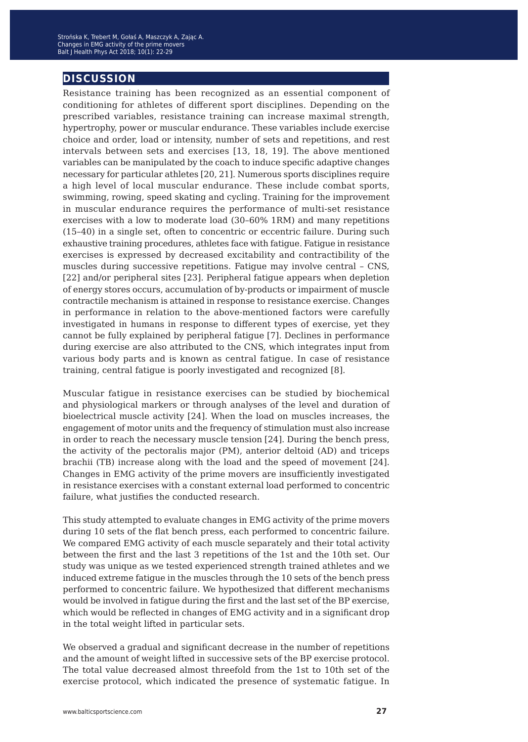## DISCUSSION

Resistance training has been recognized as an essential component of conditioning for athletes of different sport disciplines. Depending on the prescribed variables, resistance training can increase maximal strength, hypertrophy, power or muscular endurance. These variables include exercise choice and order, load or intensity, number of sets and repetitions, and rest intervals between sets and exercises [13, 18, 19]. The above mentioned variables can be manipulated by the coach to induce specific adaptive changes necessary for particular athletes [20, 21]. Numerous sports disciplines require a high level of local muscular endurance. These include combat sports, swimming, rowing, speed skating and cycling. Training for the improvement in muscular endurance requires the performance of multi-set resistance exercises with a low to moderate load (30–60% 1RM) and many repetitions (15–40) in a single set, often to concentric or eccentric failure. During such exhaustive training procedures, athletes face with fatigue. Fatigue in resistance exercises is expressed by decreased excitability and contractibility of the muscles during successive repetitions. Fatigue may involve central – CNS, [22] and/or peripheral sites [23]. Peripheral fatigue appears when depletion of energy stores occurs, accumulation of by-products or impairment of muscle contractile mechanism is attained in response to resistance exercise. Changes in performance in relation to the above-mentioned factors were carefully investigated in humans in response to different types of exercise, yet they cannot be fully explained by peripheral fatigue [7]. Declines in performance during exercise are also attributed to the CNS, which integrates input from various body parts and is known as central fatigue. In case of resistance training, central fatigue is poorly investigated and recognized [8].

Muscular fatigue in resistance exercises can be studied by biochemical and physiological markers or through analyses of the level and duration of bioelectrical muscle activity [24]. When the load on muscles increases, the engagement of motor units and the frequency of stimulation must also increase in order to reach the necessary muscle tension [24]. During the bench press, the activity of the pectoralis major (PM), anterior deltoid (AD) and triceps brachii (TB) increase along with the load and the speed of movement [24]. Changes in EMG activity of the prime movers are insufficiently investigated in resistance exercises with a constant external load performed to concentric failure, what justifies the conducted research.

This study attempted to evaluate changes in EMG activity of the prime movers during 10 sets of the flat bench press, each performed to concentric failure. We compared EMG activity of each muscle separately and their total activity between the first and the last 3 repetitions of the 1st and the 10th set. Our study was unique as we tested experienced strength trained athletes and we induced extreme fatigue in the muscles through the 10 sets of the bench press performed to concentric failure. We hypothesized that different mechanisms would be involved in fatigue during the first and the last set of the BP exercise, which would be reflected in changes of EMG activity and in a significant drop in the total weight lifted in particular sets.

We observed a gradual and significant decrease in the number of repetitions and the amount of weight lifted in successive sets of the BP exercise protocol. The total value decreased almost threefold from the 1st to 10th set of the exercise protocol, which indicated the presence of systematic fatigue. In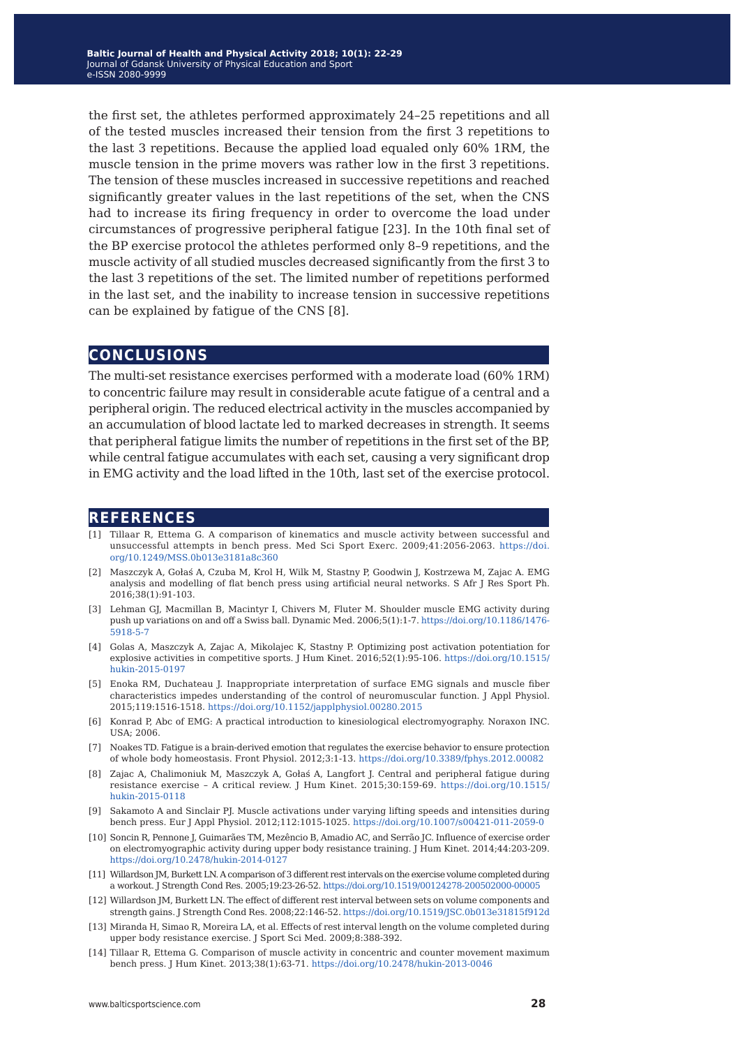the first set, the athletes performed approximately 24–25 repetitions and all of the tested muscles increased their tension from the first 3 repetitions to the last 3 repetitions. Because the applied load equaled only 60% 1RM, the muscle tension in the prime movers was rather low in the first 3 repetitions. The tension of these muscles increased in successive repetitions and reached significantly greater values in the last repetitions of the set, when the CNS had to increase its firing frequency in order to overcome the load under circumstances of progressive peripheral fatigue [23]. In the 10th final set of the BP exercise protocol the athletes performed only 8–9 repetitions, and the muscle activity of all studied muscles decreased significantly from the first 3 to the last 3 repetitions of the set. The limited number of repetitions performed in the last set, and the inability to increase tension in successive repetitions can be explained by fatigue of the CNS [8].

## CONCLUSIONS

The multi-set resistance exercises performed with a moderate load (60% 1RM) to concentric failure may result in considerable acute fatigue of a central and a peripheral origin. The reduced electrical activity in the muscles accompanied by an accumulation of blood lactate led to marked decreases in strength. It seems that peripheral fatigue limits the number of repetitions in the first set of the BP, while central fatigue accumulates with each set, causing a very significant drop in EMG activity and the load lifted in the 10th, last set of the exercise protocol.

## REFERENCES

[1] Tillaar R, Ettema G. A comparison of kinematics and muscle activity between successful and unsuccessful attempts in bench press. Med Sci Sport Exerc. 2009;41:2056-2063. https://doi.org/10.1249/MSS.0b013e3181a8c360

[2] Maszczyk A, Gołaś A, Czuba M, Krol H, Wilk M, Stastny P, Goodwin J, Kostrzewa M, Zajac A. EMG analysis and modelling of flat bench press using artificial neural networks. S Afr J Res Sport Ph. 2016;38(1):91-103.

[3] Lehman GJ, Macmillan B, Macintyr I, Chivers M, Fluter M. Shoulder muscle EMG activity during push up variations on and off a Swiss ball. Dynamic Med. 2006;5(1):1-7. https://doi.org/10.1186/1476-5918-5-7

[4] Golas A, Maszczyk A, Zajac A, Mikolajec K, Stastny P. Optimizing post activation potentiation for explosive activities in competitive sports. J Hum Kinet. 2016;52(1):95-106. https://doi.org/10.1515/hukin-2015-0197

[5] Enoka RM, Duchateau J. Inappropriate interpretation of surface EMG signals and muscle fiber characteristics impedes understanding of the control of neuromuscular function. J Appl Physiol. 2015;119:1516-1518. https://doi.org/10.1152/japplphysiol.00280.2015

[6] Konrad P, Abc of EMG: A practical introduction to kinesiological electromyography. Noraxon INC. USA; 2006.

[7] Noakes TD. Fatigue is a brain-derived emotion that regulates the exercise behavior to ensure protection of whole body homeostasis. Front Physiol. 2012;3:1-13. https://doi.org/10.3389/fphys.2012.00082

[8] Zajac A, Chalimoniuk M, Maszczyk A, Gołaś A, Langfort J. Central and peripheral fatigue during resistance exercise – A critical review. J Hum Kinet. 2015;30:159-69. https://doi.org/10.1515/hukin-2015-0118

[9] Sakamoto A and Sinclair PJ. Muscle activations under varying lifting speeds and intensities during bench press. Eur J Appl Physiol. 2012;112:1015-1025. https://doi.org/10.1007/s00421-011-2059-0

[10] Soncin R, Pennone J, Guimarães TM, Mezêncio B, Amadio AC, and Serrão JC. Influence of exercise order on electromyographic activity during upper body resistance training. J Hum Kinet. 2014;44:203-209. https://doi.org/10.2478/hukin-2014-0127

[11] Willardson JM, Burkett LN. A comparison of 3 different rest intervals on the exercise volume completed during a workout. J Strength Cond Res. 2005;19:23-26-52. https://doi.org/10.1519/00124278-200502000-00005

[12] Willardson JM, Burkett LN. The effect of different rest interval between sets on volume components and strength gains. J Strength Cond Res. 2008;22:146-52. https://doi.org/10.1519/JSC.0b013e31815f912d

[13] Miranda H, Simao R, Moreira LA, et al. Effects of rest interval length on the volume completed during upper body resistance exercise. J Sport Sci Med. 2009;8:388-392.

[14] Tillaar R, Ettema G. Comparison of muscle activity in concentric and counter movement maximum bench press. J Hum Kinet. 2013;38(1):63-71. https://doi.org/10.2478/hukin-2013-0046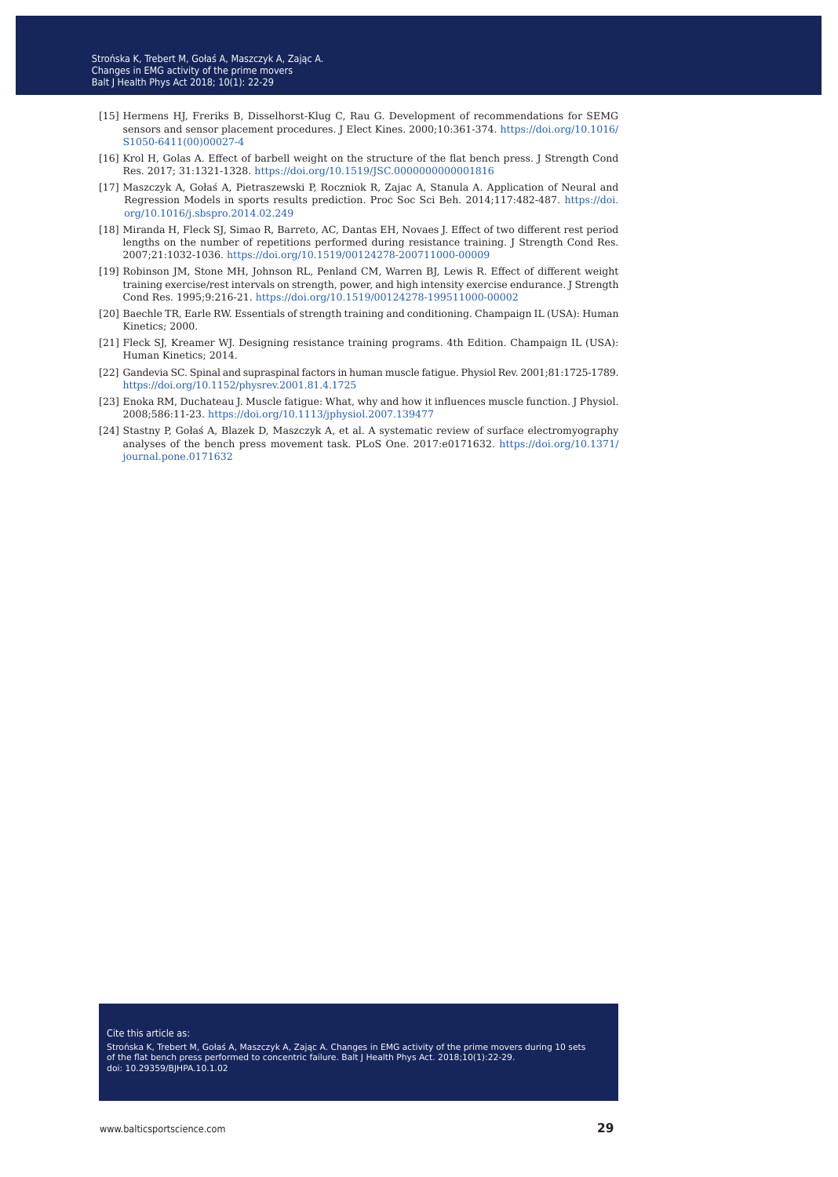[15] Hermens HJ, Freriks B, Disselhorst-Klug C, Rau G. Development of recommendations for SEMG sensors and sensor placement procedures. J Elect Kines. 2000;10:361-374. https://doi.org/10.1016/S1050-6411(00)00027-4

[16] Krol H, Golas A. Effect of barbell weight on the structure of the flat bench press. J Strength Cond Res. 2017; 31:1321-1328. https://doi.org/10.1519/JSC.0000000000001816

[17] Maszczyk A, Gołaś A, Pietraszewski P, Roczniok R, Zajac A, Stanula A. Application of Neural and Regression Models in sports results prediction. Proc Soc Sci Beh. 2014;117:482-487. https://doi.org/10.1016/j.sbspro.2014.02.249

[18] Miranda H, Fleck SJ, Simao R, Barreto, AC, Dantas EH, Novaes J. Effect of two different rest period lengths on the number of repetitions performed during resistance training. J Strength Cond Res. 2007;21:1032-1036. https://doi.org/10.1519/00124278-200711000-00009

[19] Robinson JM, Stone MH, Johnson RL, Penland CM, Warren BJ, Lewis R. Effect of different weight training exercise/rest intervals on strength, power, and high intensity exercise endurance. J Strength Cond Res. 1995;9:216-21. https://doi.org/10.1519/00124278-199511000-00002

[20] Baechle TR, Earle RW. Essentials of strength training and conditioning. Champaign IL (USA): Human Kinetics; 2000.

[21] Fleck SJ, Kreamer WJ. Designing resistance training programs. 4th Edition. Champaign IL (USA): Human Kinetics; 2014.

[22] Gandevia SC. Spinal and supraspinal factors in human muscle fatigue. Physiol Rev. 2001;81:1725-1789. https://doi.org/10.1152/physrev.2001.81.4.1725

[23] Enoka RM, Duchateau J. Muscle fatigue: What, why and how it influences muscle function. J Physiol. 2008;586:11-23. https://doi.org/10.1113/jphysiol.2007.139477

[24] Stastny P, Gołaś A, Blazek D, Maszczyk A, et al. A systematic review of surface electromyography analyses of the bench press movement task. PLoS One. 2017:e0171632. https://doi.org/10.1371/journal.pone.0171632

Cite this article as:

Strońska K, Trebert M, Gołaś A, Maszczyk A, Zając A. Changes in EMG activity of the prime movers during 10 sets of the flat bench press performed to concentric failure. Balt J Health Phys Act. 2018;10(1):22-29. doi: 10.29359/BJHPA.10.1.02